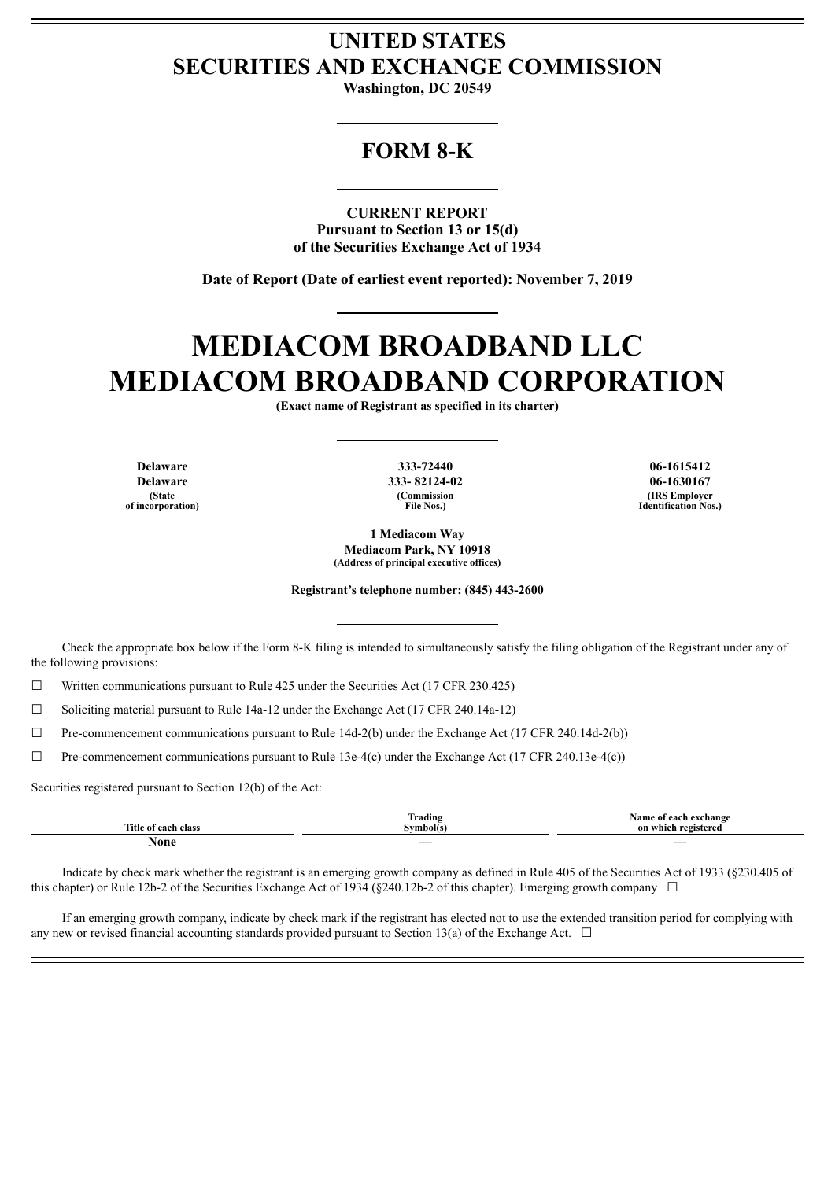# UNITED STATES
# SECURITIES AND EXCHANGE COMMISSION

**Washington, DC 20549**

## FORM 8-K

**CURRENT REPORT**
**Pursuant to Section 13 or 15(d)**
**of the Securities Exchange Act of 1934**

**Date of Report (Date of earliest event reported): November 7, 2019**

# MEDIACOM BROADBAND LLC
# MEDIACOM BROADBAND CORPORATION

**(Exact name of Registrant as specified in its charter)**

| Delaware | 333-72440 | 06-1615412 |
|---|---|---|
| Delaware | 333- 82124-02 | 06-1630167 |
| (State of incorporation) | (Commission File Nos.) | (IRS Employer Identification Nos.) |

**1 Mediacom Way**
**Mediacom Park, NY 10918**
**(Address of principal executive offices)**

**Registrant's telephone number: (845) 443-2600**

Check the appropriate box below if the Form 8-K filing is intended to simultaneously satisfy the filing obligation of the Registrant under any of the following provisions:

☐ Written communications pursuant to Rule 425 under the Securities Act (17 CFR 230.425)

☐ Soliciting material pursuant to Rule 14a-12 under the Exchange Act (17 CFR 240.14a-12)

☐ Pre-commencement communications pursuant to Rule 14d-2(b) under the Exchange Act (17 CFR 240.14d-2(b))

☐ Pre-commencement communications pursuant to Rule 13e-4(c) under the Exchange Act (17 CFR 240.13e-4(c))

Securities registered pursuant to Section 12(b) of the Act:

| Title of each class | Trading Symbol(s) | Name of each exchange on which registered |
|---|---|---|
| None | — | — |

Indicate by check mark whether the registrant is an emerging growth company as defined in Rule 405 of the Securities Act of 1933 (§230.405 of this chapter) or Rule 12b-2 of the Securities Exchange Act of 1934 (§240.12b-2 of this chapter). Emerging growth company ☐

If an emerging growth company, indicate by check mark if the registrant has elected not to use the extended transition period for complying with any new or revised financial accounting standards provided pursuant to Section 13(a) of the Exchange Act. ☐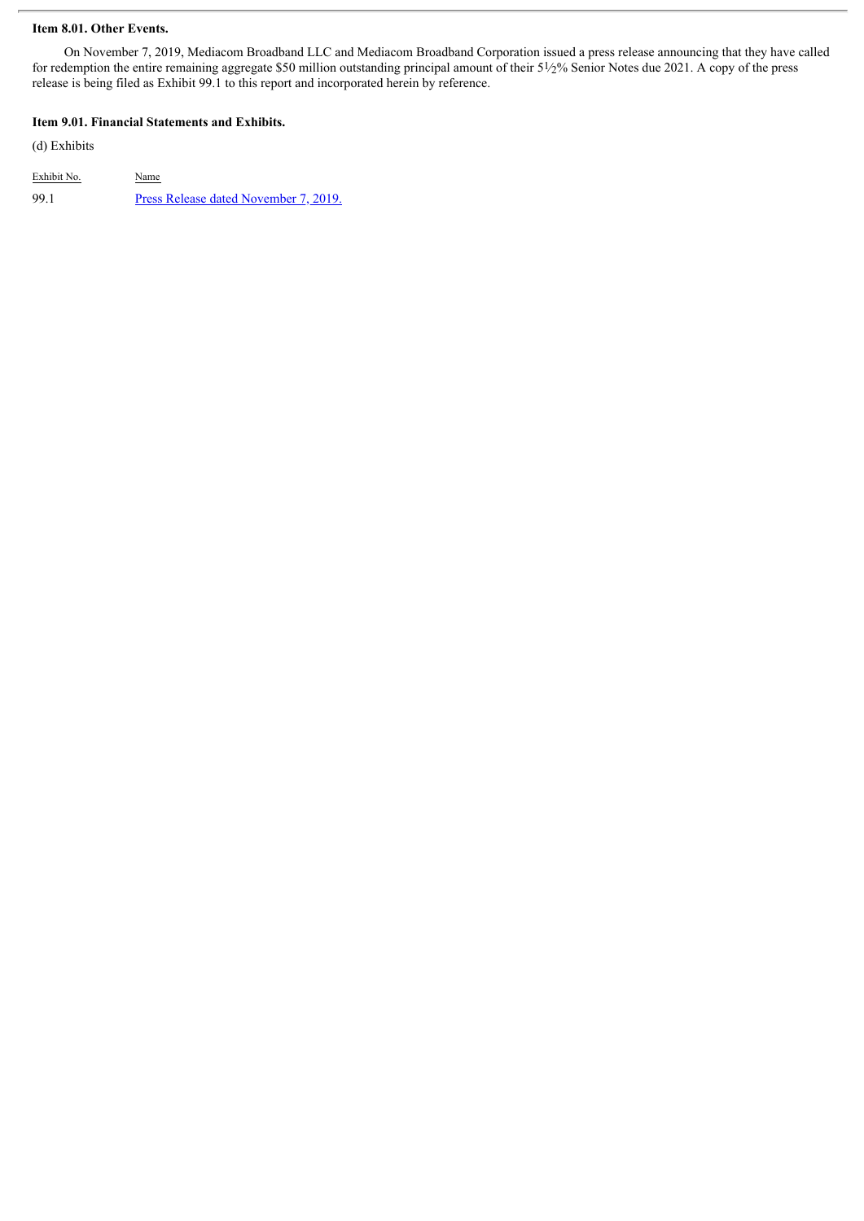**Item 8.01. Other Events.**

On November 7, 2019, Mediacom Broadband LLC and Mediacom Broadband Corporation issued a press release announcing that they have called for redemption the entire remaining aggregate $50 million outstanding principal amount of their 5½% Senior Notes due 2021. A copy of the press release is being filed as Exhibit 99.1 to this report and incorporated herein by reference.

**Item 9.01. Financial Statements and Exhibits.**

(d) Exhibits

| Exhibit No. | Name |
|---|---|
| 99.1 | Press Release dated November 7, 2019. |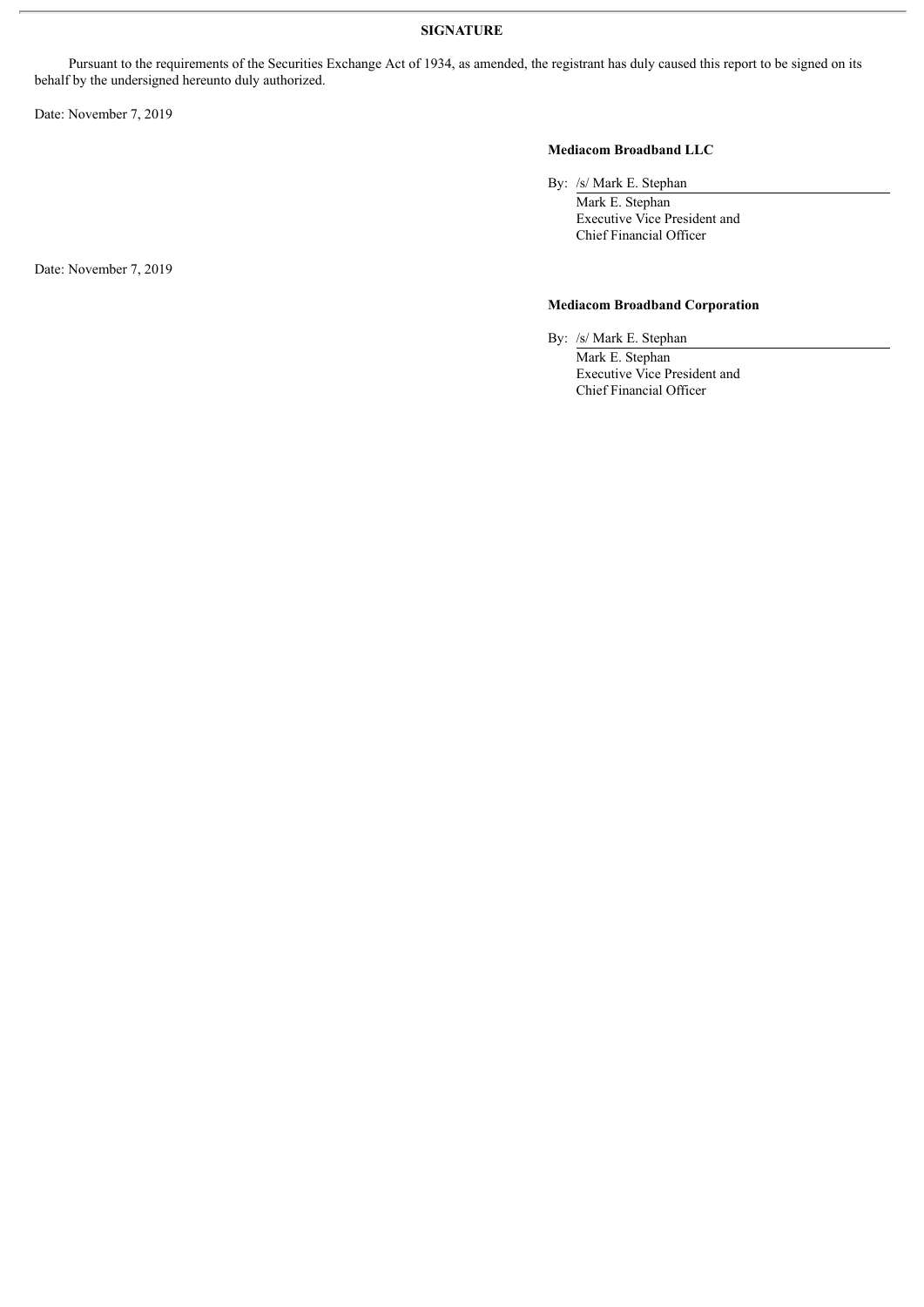**SIGNATURE**

Pursuant to the requirements of the Securities Exchange Act of 1934, as amended, the registrant has duly caused this report to be signed on its behalf by the undersigned hereunto duly authorized.

Date: November 7, 2019

**Mediacom Broadband LLC**

By: /s/ Mark E. Stephan
Mark E. Stephan
Executive Vice President and
Chief Financial Officer

Date: November 7, 2019

**Mediacom Broadband Corporation**

By: /s/ Mark E. Stephan
Mark E. Stephan
Executive Vice President and
Chief Financial Officer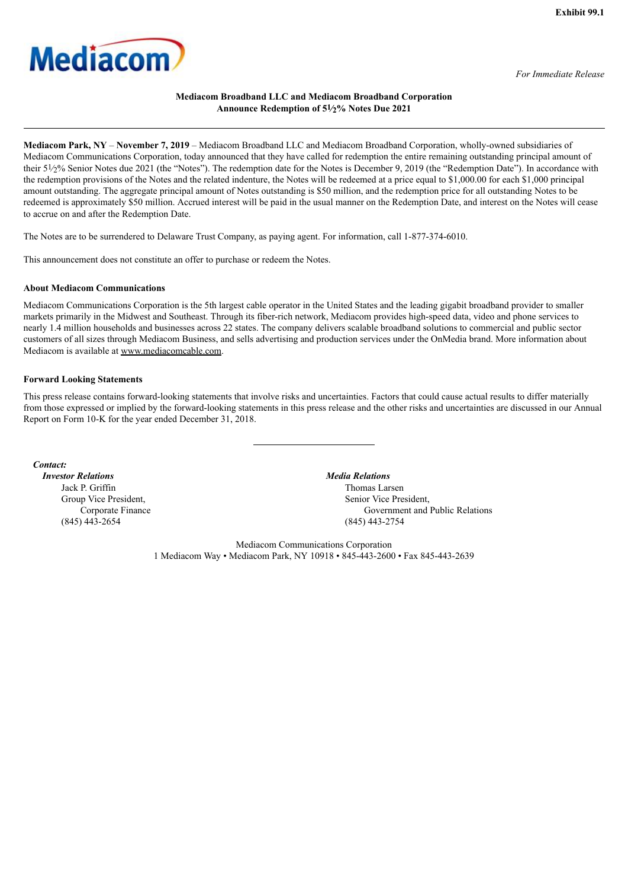Exhibit 99.1

Mediacom

*For Immediate Release*

**Mediacom Broadband LLC and Mediacom Broadband Corporation Announce Redemption of 5½% Notes Due 2021**

---

**Mediacom Park, NY** – **November 7, 2019** – Mediacom Broadband LLC and Mediacom Broadband Corporation, wholly-owned subsidiaries of Mediacom Communications Corporation, today announced that they have called for redemption the entire remaining outstanding principal amount of their 5½% Senior Notes due 2021 (the "Notes"). The redemption date for the Notes is December 9, 2019 (the "Redemption Date"). In accordance with the redemption provisions of the Notes and the related indenture, the Notes will be redeemed at a price equal to $1,000.00 for each $1,000 principal amount outstanding. The aggregate principal amount of Notes outstanding is $50 million, and the redemption price for all outstanding Notes to be redeemed is approximately $50 million. Accrued interest will be paid in the usual manner on the Redemption Date, and interest on the Notes will cease to accrue on and after the Redemption Date.

The Notes are to be surrendered to Delaware Trust Company, as paying agent. For information, call 1-877-374-6010.

This announcement does not constitute an offer to purchase or redeem the Notes.

**About Mediacom Communications**

Mediacom Communications Corporation is the 5th largest cable operator in the United States and the leading gigabit broadband provider to smaller markets primarily in the Midwest and Southeast. Through its fiber-rich network, Mediacom provides high-speed data, video and phone services to nearly 1.4 million households and businesses across 22 states. The company delivers scalable broadband solutions to commercial and public sector customers of all sizes through Mediacom Business, and sells advertising and production services under the OnMedia brand. More information about Mediacom is available at www.mediacomcable.com.

**Forward Looking Statements**

This press release contains forward-looking statements that involve risks and uncertainties. Factors that could cause actual results to differ materially from those expressed or implied by the forward-looking statements in this press release and the other risks and uncertainties are discussed in our Annual Report on Form 10-K for the year ended December 31, 2018.

---

***Contact:***

***Investor Relations***
Jack P. Griffin
Group Vice President,
Corporate Finance
(845) 443-2654

***Media Relations***
Thomas Larsen
Senior Vice President,
Government and Public Relations
(845) 443-2754

Mediacom Communications Corporation
1 Mediacom Way • Mediacom Park, NY 10918 • 845-443-2600 • Fax 845-443-2639